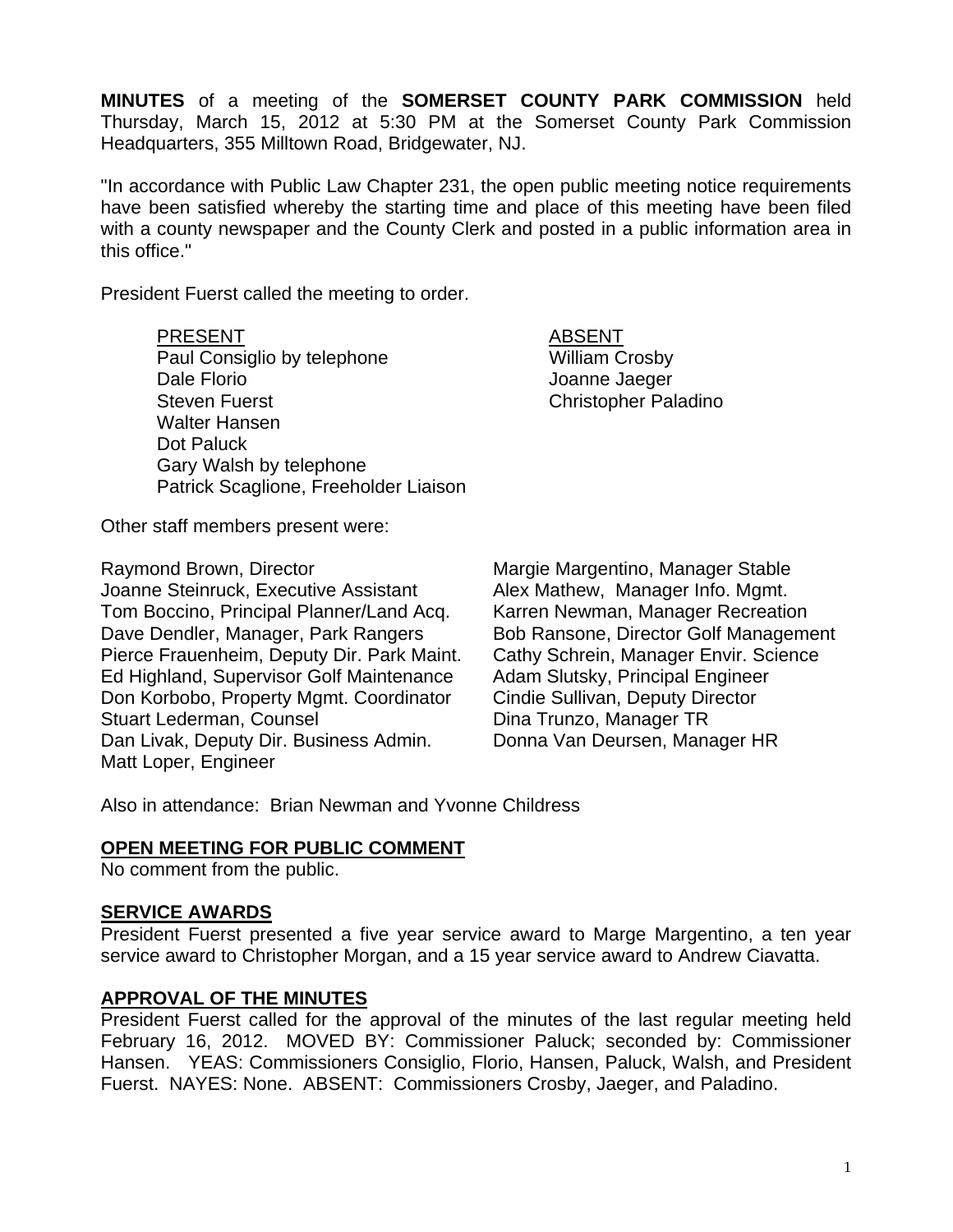**MINUTES** of a meeting of the **SOMERSET COUNTY PARK COMMISSION** held Thursday, March 15, 2012 at 5:30 PM at the Somerset County Park Commission Headquarters, 355 Milltown Road, Bridgewater, NJ.

"In accordance with Public Law Chapter 231, the open public meeting notice requirements have been satisfied whereby the starting time and place of this meeting have been filed with a county newspaper and the County Clerk and posted in a public information area in this office."

President Fuerst called the meeting to order.

| PRESENT | ABSENT |
|---|---|
| Paul Consiglio by telephone | William Crosby |
| Dale Florio | Joanne Jaeger |
| Steven Fuerst | Christopher Paladino |
| Walter Hansen | |
| Dot Paluck | |
| Gary Walsh by telephone | |
| Patrick Scaglione, Freeholder Liaison | |

Other staff members present were:

Raymond Brown, Director
Joanne Steinruck, Executive Assistant
Tom Boccino, Principal Planner/Land Acq.
Dave Dendler, Manager, Park Rangers
Pierce Frauenheim, Deputy Dir. Park Maint.
Ed Highland, Supervisor Golf Maintenance
Don Korbobo, Property Mgmt. Coordinator
Stuart Lederman, Counsel
Dan Livak, Deputy Dir. Business Admin.
Matt Loper, Engineer
Margie Margentino, Manager Stable
Alex Mathew, Manager Info. Mgmt.
Karren Newman, Manager Recreation
Bob Ransone, Director Golf Management
Cathy Schrein, Manager Envir. Science
Adam Slutsky, Principal Engineer
Cindie Sullivan, Deputy Director
Dina Trunzo, Manager TR
Donna Van Deursen, Manager HR

Also in attendance: Brian Newman and Yvonne Childress

## OPEN MEETING FOR PUBLIC COMMENT

No comment from the public.

## SERVICE AWARDS

President Fuerst presented a five year service award to Marge Margentino, a ten year service award to Christopher Morgan, and a 15 year service award to Andrew Ciavatta.

## APPROVAL OF THE MINUTES

President Fuerst called for the approval of the minutes of the last regular meeting held February 16, 2012. MOVED BY: Commissioner Paluck; seconded by: Commissioner Hansen. YEAS: Commissioners Consiglio, Florio, Hansen, Paluck, Walsh, and President Fuerst. NAYES: None. ABSENT: Commissioners Crosby, Jaeger, and Paladino.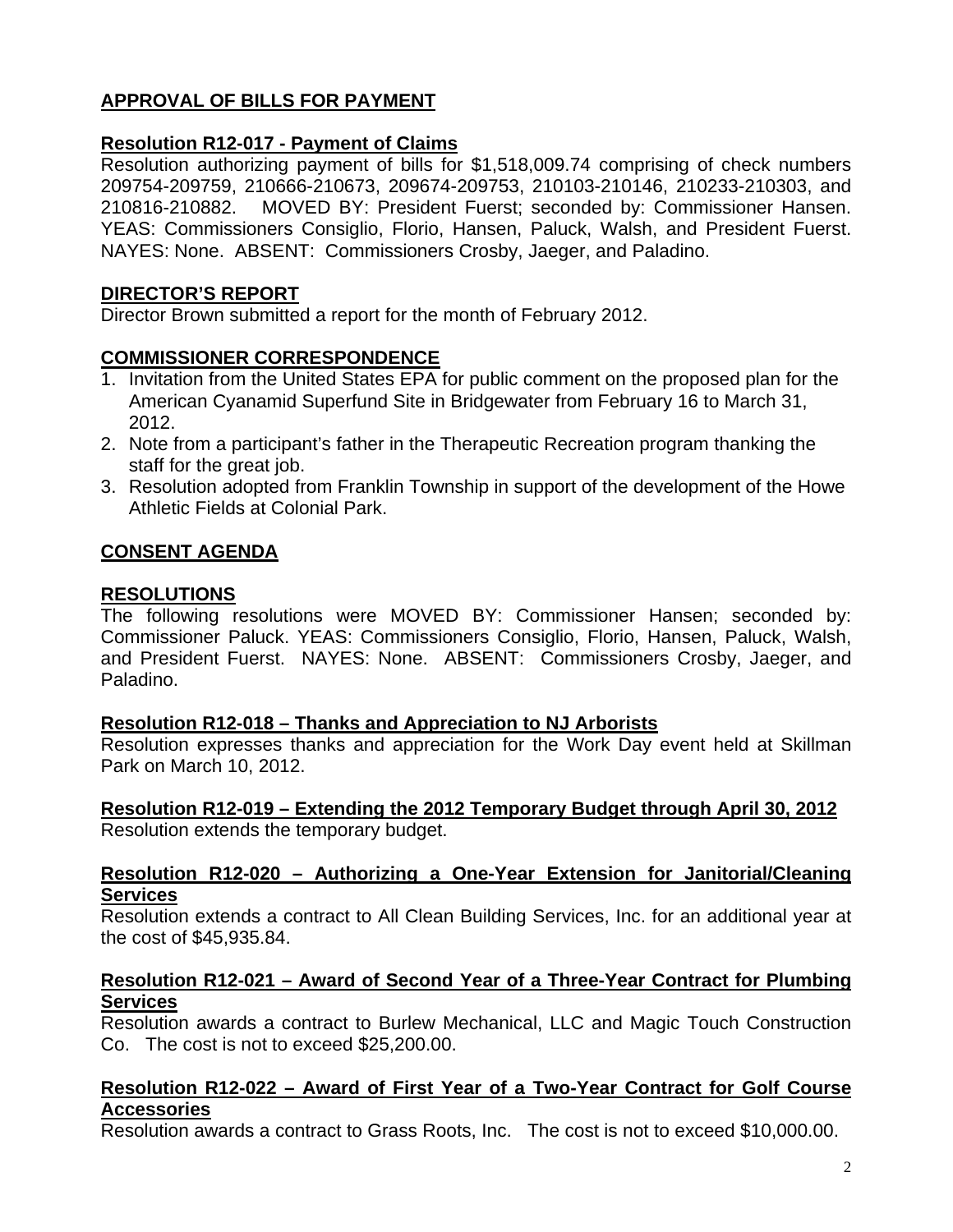## APPROVAL OF BILLS FOR PAYMENT

**Resolution R12-017 - Payment of Claims**

Resolution authorizing payment of bills for $1,518,009.74 comprising of check numbers 209754-209759, 210666-210673, 209674-209753, 210103-210146, 210233-210303, and 210816-210882. MOVED BY: President Fuerst; seconded by: Commissioner Hansen. YEAS: Commissioners Consiglio, Florio, Hansen, Paluck, Walsh, and President Fuerst. NAYES: None. ABSENT: Commissioners Crosby, Jaeger, and Paladino.

## DIRECTOR'S REPORT

Director Brown submitted a report for the month of February 2012.

## COMMISSIONER CORRESPONDENCE

1. Invitation from the United States EPA for public comment on the proposed plan for the American Cyanamid Superfund Site in Bridgewater from February 16 to March 31, 2012.
2. Note from a participant's father in the Therapeutic Recreation program thanking the staff for the great job.
3. Resolution adopted from Franklin Township in support of the development of the Howe Athletic Fields at Colonial Park.

## CONSENT AGENDA

## RESOLUTIONS

The following resolutions were MOVED BY: Commissioner Hansen; seconded by: Commissioner Paluck. YEAS: Commissioners Consiglio, Florio, Hansen, Paluck, Walsh, and President Fuerst. NAYES: None. ABSENT: Commissioners Crosby, Jaeger, and Paladino.

**Resolution R12-018 – Thanks and Appreciation to NJ Arborists**

Resolution expresses thanks and appreciation for the Work Day event held at Skillman Park on March 10, 2012.

**Resolution R12-019 – Extending the 2012 Temporary Budget through April 30, 2012**

Resolution extends the temporary budget.

**Resolution R12-020 – Authorizing a One-Year Extension for Janitorial/Cleaning Services**

Resolution extends a contract to All Clean Building Services, Inc. for an additional year at the cost of $45,935.84.

**Resolution R12-021 – Award of Second Year of a Three-Year Contract for Plumbing Services**

Resolution awards a contract to Burlew Mechanical, LLC and Magic Touch Construction Co. The cost is not to exceed $25,200.00.

**Resolution R12-022 – Award of First Year of a Two-Year Contract for Golf Course Accessories**

Resolution awards a contract to Grass Roots, Inc. The cost is not to exceed $10,000.00.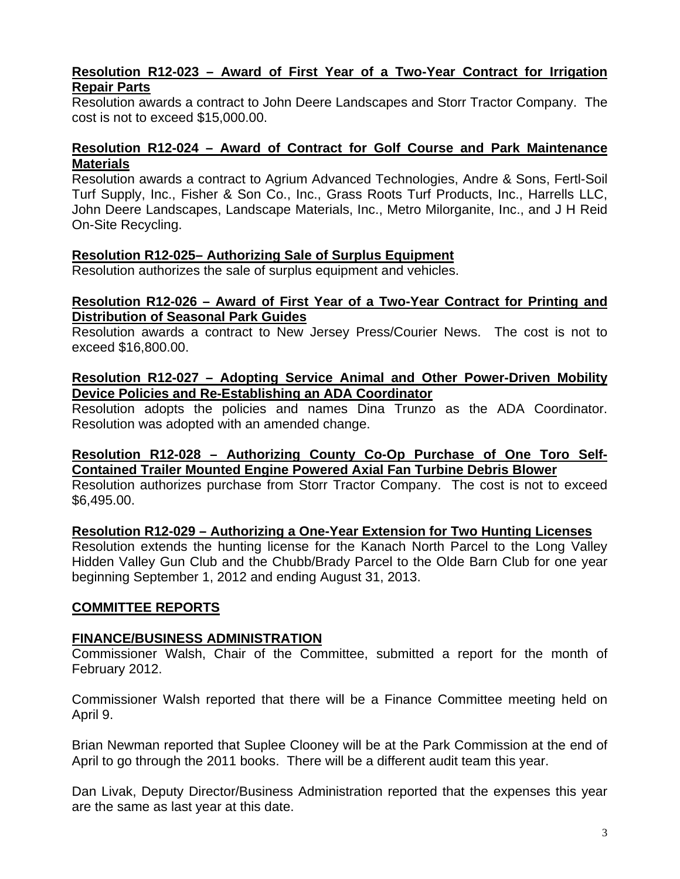**Resolution R12-023 – Award of First Year of a Two-Year Contract for Irrigation Repair Parts**

Resolution awards a contract to John Deere Landscapes and Storr Tractor Company. The cost is not to exceed $15,000.00.

**Resolution R12-024 – Award of Contract for Golf Course and Park Maintenance Materials**

Resolution awards a contract to Agrium Advanced Technologies, Andre & Sons, Fertl-Soil Turf Supply, Inc., Fisher & Son Co., Inc., Grass Roots Turf Products, Inc., Harrells LLC, John Deere Landscapes, Landscape Materials, Inc., Metro Milorganite, Inc., and J H Reid On-Site Recycling.

**Resolution R12-025– Authorizing Sale of Surplus Equipment**

Resolution authorizes the sale of surplus equipment and vehicles.

**Resolution R12-026 – Award of First Year of a Two-Year Contract for Printing and Distribution of Seasonal Park Guides**

Resolution awards a contract to New Jersey Press/Courier News. The cost is not to exceed $16,800.00.

**Resolution R12-027 – Adopting Service Animal and Other Power-Driven Mobility Device Policies and Re-Establishing an ADA Coordinator**

Resolution adopts the policies and names Dina Trunzo as the ADA Coordinator. Resolution was adopted with an amended change.

**Resolution R12-028 – Authorizing County Co-Op Purchase of One Toro Self-Contained Trailer Mounted Engine Powered Axial Fan Turbine Debris Blower**

Resolution authorizes purchase from Storr Tractor Company. The cost is not to exceed $6,495.00.

**Resolution R12-029 – Authorizing a One-Year Extension for Two Hunting Licenses**

Resolution extends the hunting license for the Kanach North Parcel to the Long Valley Hidden Valley Gun Club and the Chubb/Brady Parcel to the Olde Barn Club for one year beginning September 1, 2012 and ending August 31, 2013.

## COMMITTEE REPORTS

### FINANCE/BUSINESS ADMINISTRATION

Commissioner Walsh, Chair of the Committee, submitted a report for the month of February 2012.

Commissioner Walsh reported that there will be a Finance Committee meeting held on April 9.

Brian Newman reported that Suplee Clooney will be at the Park Commission at the end of April to go through the 2011 books. There will be a different audit team this year.

Dan Livak, Deputy Director/Business Administration reported that the expenses this year are the same as last year at this date.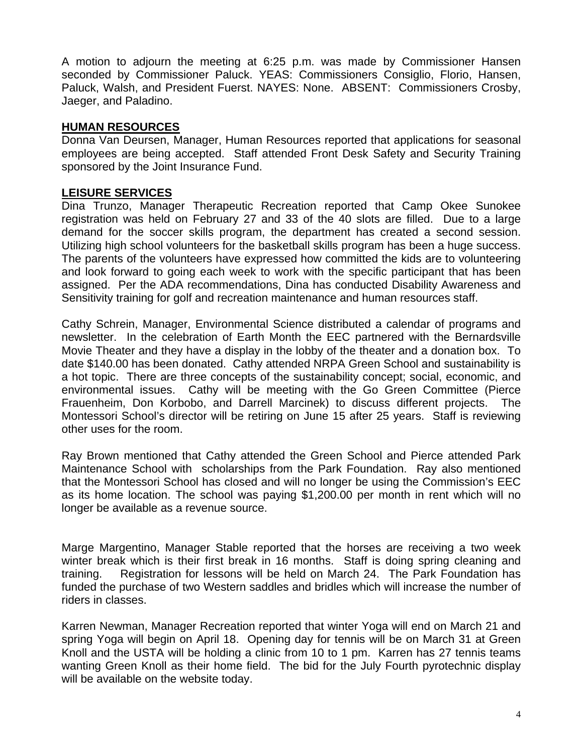A motion to adjourn the meeting at 6:25 p.m. was made by Commissioner Hansen seconded by Commissioner Paluck. YEAS: Commissioners Consiglio, Florio, Hansen, Paluck, Walsh, and President Fuerst. NAYES: None. ABSENT: Commissioners Crosby, Jaeger, and Paladino.

**HUMAN RESOURCES**

Donna Van Deursen, Manager, Human Resources reported that applications for seasonal employees are being accepted. Staff attended Front Desk Safety and Security Training sponsored by the Joint Insurance Fund.

**LEISURE SERVICES**

Dina Trunzo, Manager Therapeutic Recreation reported that Camp Okee Sunokee registration was held on February 27 and 33 of the 40 slots are filled. Due to a large demand for the soccer skills program, the department has created a second session. Utilizing high school volunteers for the basketball skills program has been a huge success. The parents of the volunteers have expressed how committed the kids are to volunteering and look forward to going each week to work with the specific participant that has been assigned. Per the ADA recommendations, Dina has conducted Disability Awareness and Sensitivity training for golf and recreation maintenance and human resources staff.

Cathy Schrein, Manager, Environmental Science distributed a calendar of programs and newsletter. In the celebration of Earth Month the EEC partnered with the Bernardsville Movie Theater and they have a display in the lobby of the theater and a donation box. To date $140.00 has been donated. Cathy attended NRPA Green School and sustainability is a hot topic. There are three concepts of the sustainability concept; social, economic, and environmental issues. Cathy will be meeting with the Go Green Committee (Pierce Frauenheim, Don Korbobo, and Darrell Marcinek) to discuss different projects. The Montessori School's director will be retiring on June 15 after 25 years. Staff is reviewing other uses for the room.

Ray Brown mentioned that Cathy attended the Green School and Pierce attended Park Maintenance School with scholarships from the Park Foundation. Ray also mentioned that the Montessori School has closed and will no longer be using the Commission's EEC as its home location. The school was paying $1,200.00 per month in rent which will no longer be available as a revenue source.

Marge Margentino, Manager Stable reported that the horses are receiving a two week winter break which is their first break in 16 months. Staff is doing spring cleaning and training. Registration for lessons will be held on March 24. The Park Foundation has funded the purchase of two Western saddles and bridles which will increase the number of riders in classes.

Karren Newman, Manager Recreation reported that winter Yoga will end on March 21 and spring Yoga will begin on April 18. Opening day for tennis will be on March 31 at Green Knoll and the USTA will be holding a clinic from 10 to 1 pm. Karren has 27 tennis teams wanting Green Knoll as their home field. The bid for the July Fourth pyrotechnic display will be available on the website today.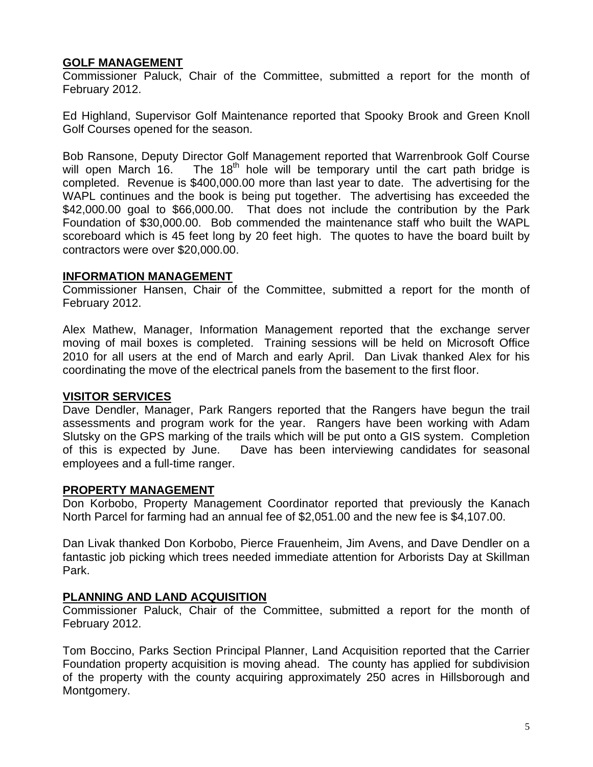## GOLF MANAGEMENT

Commissioner Paluck, Chair of the Committee, submitted a report for the month of February 2012.

Ed Highland, Supervisor Golf Maintenance reported that Spooky Brook and Green Knoll Golf Courses opened for the season.

Bob Ransone, Deputy Director Golf Management reported that Warrenbrook Golf Course will open March 16. The 18th hole will be temporary until the cart path bridge is completed. Revenue is $400,000.00 more than last year to date. The advertising for the WAPL continues and the book is being put together. The advertising has exceeded the $42,000.00 goal to $66,000.00. That does not include the contribution by the Park Foundation of $30,000.00. Bob commended the maintenance staff who built the WAPL scoreboard which is 45 feet long by 20 feet high. The quotes to have the board built by contractors were over $20,000.00.

## INFORMATION MANAGEMENT

Commissioner Hansen, Chair of the Committee, submitted a report for the month of February 2012.

Alex Mathew, Manager, Information Management reported that the exchange server moving of mail boxes is completed. Training sessions will be held on Microsoft Office 2010 for all users at the end of March and early April. Dan Livak thanked Alex for his coordinating the move of the electrical panels from the basement to the first floor.

## VISITOR SERVICES

Dave Dendler, Manager, Park Rangers reported that the Rangers have begun the trail assessments and program work for the year. Rangers have been working with Adam Slutsky on the GPS marking of the trails which will be put onto a GIS system. Completion of this is expected by June. Dave has been interviewing candidates for seasonal employees and a full-time ranger.

## PROPERTY MANAGEMENT

Don Korbobo, Property Management Coordinator reported that previously the Kanach North Parcel for farming had an annual fee of $2,051.00 and the new fee is $4,107.00.

Dan Livak thanked Don Korbobo, Pierce Frauenheim, Jim Avens, and Dave Dendler on a fantastic job picking which trees needed immediate attention for Arborists Day at Skillman Park.

## PLANNING AND LAND ACQUISITION

Commissioner Paluck, Chair of the Committee, submitted a report for the month of February 2012.

Tom Boccino, Parks Section Principal Planner, Land Acquisition reported that the Carrier Foundation property acquisition is moving ahead. The county has applied for subdivision of the property with the county acquiring approximately 250 acres in Hillsborough and Montgomery.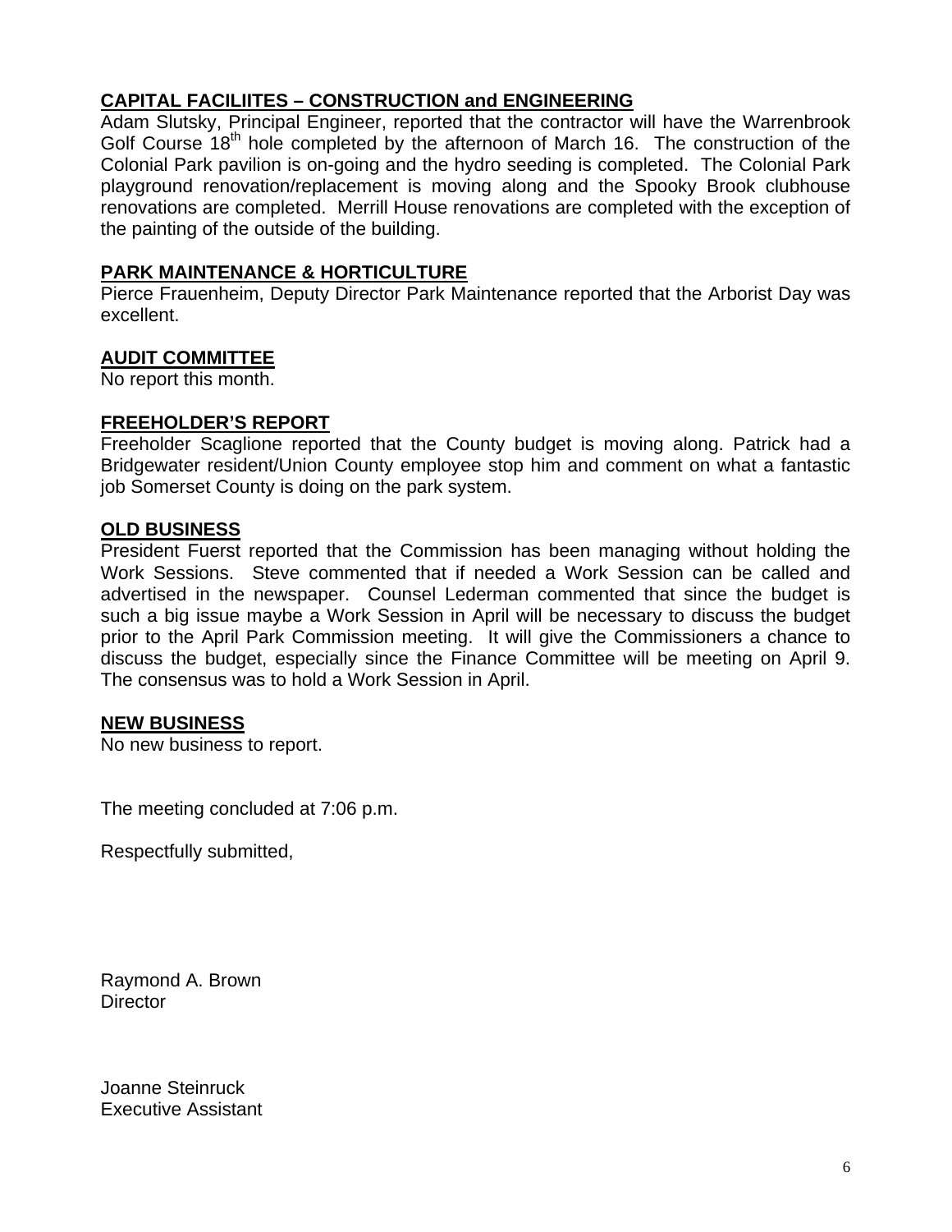**CAPITAL FACILIITES – CONSTRUCTION and ENGINEERING**
Adam Slutsky, Principal Engineer, reported that the contractor will have the Warrenbrook Golf Course 18th hole completed by the afternoon of March 16. The construction of the Colonial Park pavilion is on-going and the hydro seeding is completed. The Colonial Park playground renovation/replacement is moving along and the Spooky Brook clubhouse renovations are completed. Merrill House renovations are completed with the exception of the painting of the outside of the building.

**PARK MAINTENANCE & HORTICULTURE**
Pierce Frauenheim, Deputy Director Park Maintenance reported that the Arborist Day was excellent.

**AUDIT COMMITTEE**
No report this month.

**FREEHOLDER'S REPORT**
Freeholder Scaglione reported that the County budget is moving along. Patrick had a Bridgewater resident/Union County employee stop him and comment on what a fantastic job Somerset County is doing on the park system.

**OLD BUSINESS**
President Fuerst reported that the Commission has been managing without holding the Work Sessions. Steve commented that if needed a Work Session can be called and advertised in the newspaper. Counsel Lederman commented that since the budget is such a big issue maybe a Work Session in April will be necessary to discuss the budget prior to the April Park Commission meeting. It will give the Commissioners a chance to discuss the budget, especially since the Finance Committee will be meeting on April 9. The consensus was to hold a Work Session in April.

**NEW BUSINESS**
No new business to report.

The meeting concluded at 7:06 p.m.

Respectfully submitted,

Raymond A. Brown
Director

Joanne Steinruck
Executive Assistant